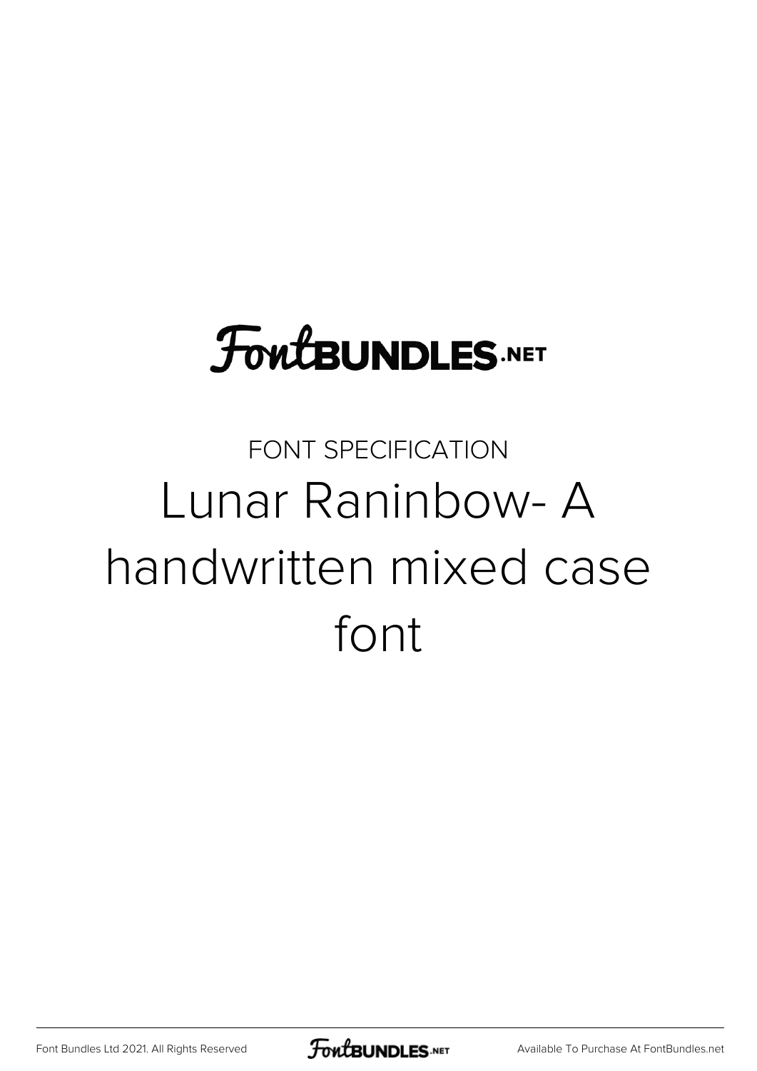FontBUNDLES.NET

FONT SPECIFICATION

# Lunar Raninbow- A handwritten mixed case font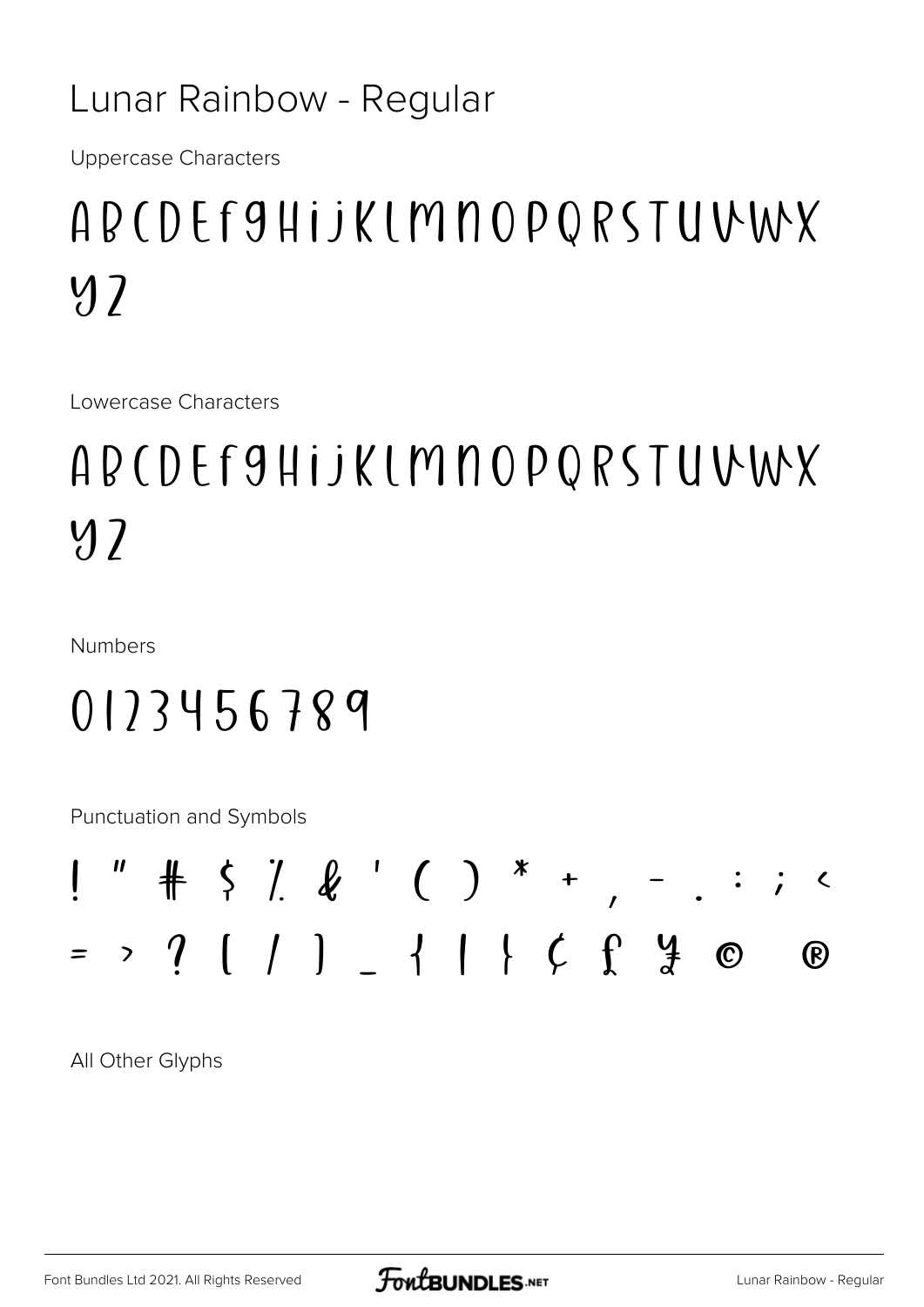# Lunar Rainbow - Regular

Uppercase Characters

ABCDEFGHIJKLMNOPQRSTUVWX
YZ

Lowercase Characters

ABCDEFGHIJKLMNOPQRSTUVWX
YZ

Numbers

0123456789

Punctuation and Symbols

! " # $ % & ' ( ) * + , - . : ; <
= > ? [ / ] _ { | } ¢ £ ¥ © ®

All Other Glyphs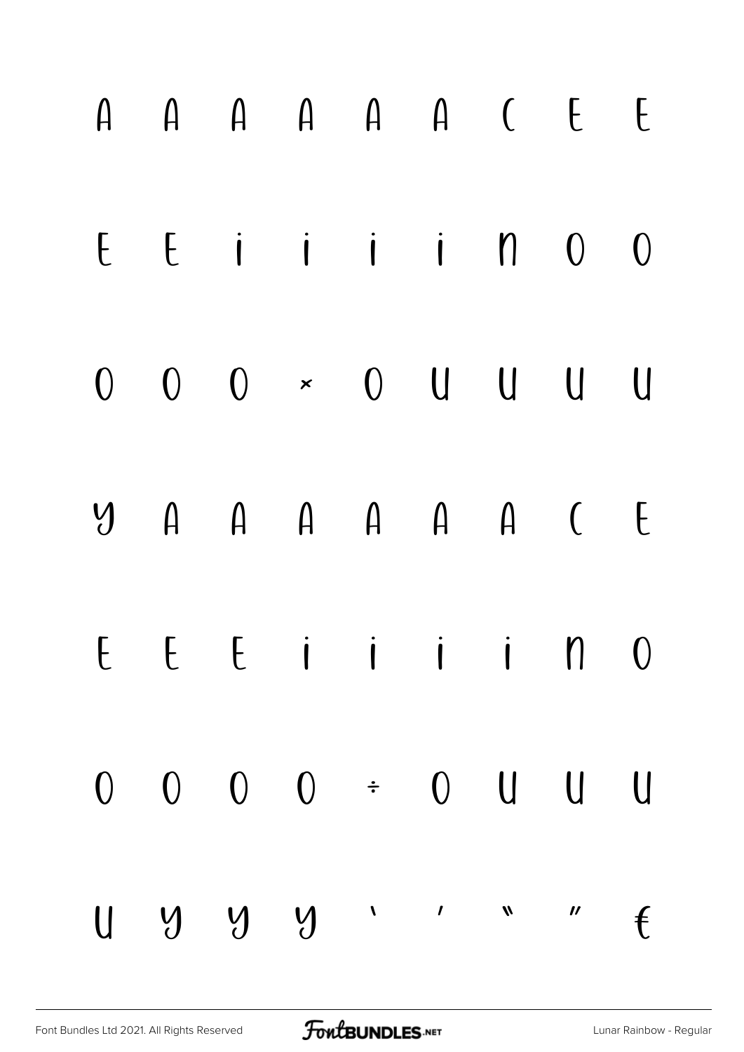A A A A A A C E E

E E i i i i n O O

O O O × O U U U U

y A A A A A A C E

E E E i i i i n O

O O O O ÷ O U U U

U y y y ‘ ’ “ ” €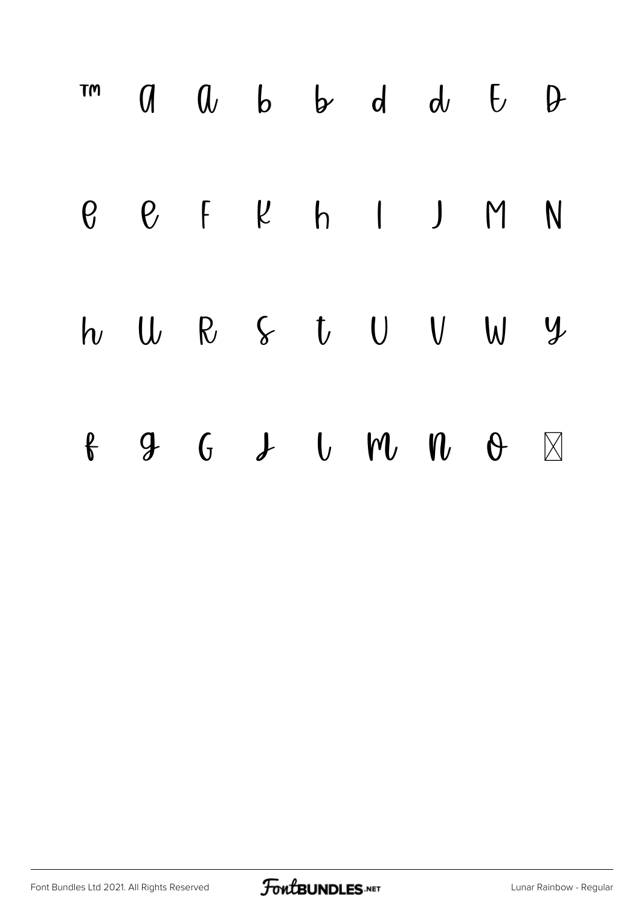™ a a b b d d E D

e e F K h I J M N

h U R S t U V W y

f g G J l m n o ⊠